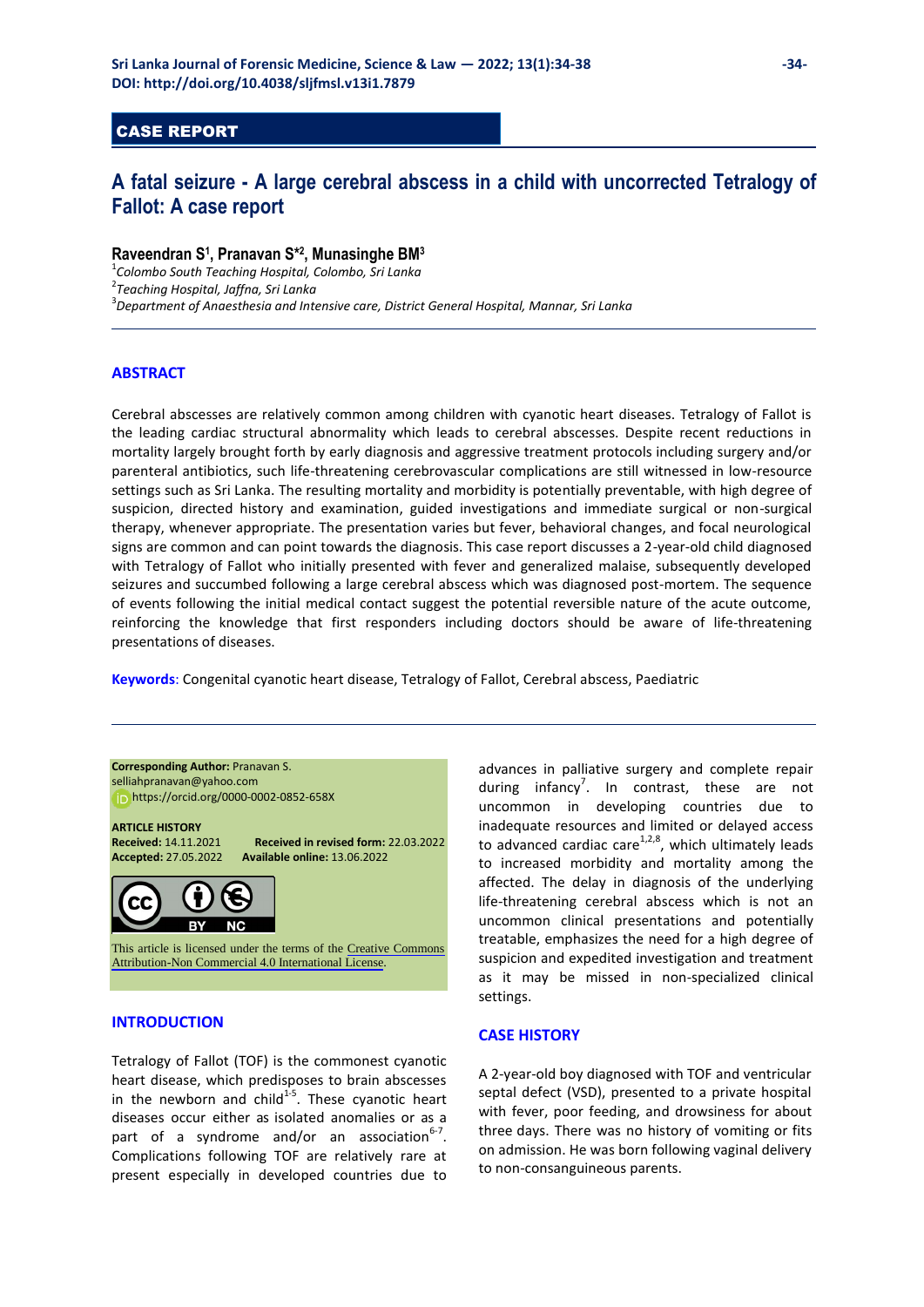## CASE REPORT

# A fatal seizure - A large cerebral abscess in a child with uncorrected Tetralogy of Fallot: A case report

**Raveendran S[1], Pranavan S*[2], Munasinghe BM[3]**

[1]*Colombo South Teaching Hospital, Colombo, Sri Lanka*
[2]*Teaching Hospital, Jaffna, Sri Lanka*
[3]*Department of Anaesthesia and Intensive care, District General Hospital, Mannar, Sri Lanka*

## ABSTRACT

Cerebral abscesses are relatively common among children with cyanotic heart diseases. Tetralogy of Fallot is the leading cardiac structural abnormality which leads to cerebral abscesses. Despite recent reductions in mortality largely brought forth by early diagnosis and aggressive treatment protocols including surgery and/or parenteral antibiotics, such life-threatening cerebrovascular complications are still witnessed in low-resource settings such as Sri Lanka. The resulting mortality and morbidity is potentially preventable, with high degree of suspicion, directed history and examination, guided investigations and immediate surgical or non-surgical therapy, whenever appropriate. The presentation varies but fever, behavioral changes, and focal neurological signs are common and can point towards the diagnosis. This case report discusses a 2-year-old child diagnosed with Tetralogy of Fallot who initially presented with fever and generalized malaise, subsequently developed seizures and succumbed following a large cerebral abscess which was diagnosed post-mortem. The sequence of events following the initial medical contact suggest the potential reversible nature of the acute outcome, reinforcing the knowledge that first responders including doctors should be aware of life-threatening presentations of diseases.

**Keywords**: Congenital cyanotic heart disease, Tetralogy of Fallot, Cerebral abscess, Paediatric

**Corresponding Author:** Pranavan S.
selliahpranavan@yahoo.com
https://orcid.org/0000-0002-0852-658X

**ARTICLE HISTORY**
**Received:** 14.11.2021 **Received in revised form:** 22.03.2022
**Accepted:** 27.05.2022 **Available online:** 13.06.2022

This article is licensed under the terms of the Creative Commons Attribution-Non Commercial 4.0 International License.

## INTRODUCTION

Tetralogy of Fallot (TOF) is the commonest cyanotic heart disease, which predisposes to brain abscesses in the newborn and child[1-5]. These cyanotic heart diseases occur either as isolated anomalies or as a part of a syndrome and/or an association[6-7]. Complications following TOF are relatively rare at present especially in developed countries due to advances in palliative surgery and complete repair during infancy[7]. In contrast, these are not uncommon in developing countries due to inadequate resources and limited or delayed access to advanced cardiac care[1,2,8], which ultimately leads to increased morbidity and mortality among the affected. The delay in diagnosis of the underlying life-threatening cerebral abscess which is not an uncommon clinical presentations and potentially treatable, emphasizes the need for a high degree of suspicion and expedited investigation and treatment as it may be missed in non-specialized clinical settings.

## CASE HISTORY

A 2-year-old boy diagnosed with TOF and ventricular septal defect (VSD), presented to a private hospital with fever, poor feeding, and drowsiness for about three days. There was no history of vomiting or fits on admission. He was born following vaginal delivery to non-consanguineous parents.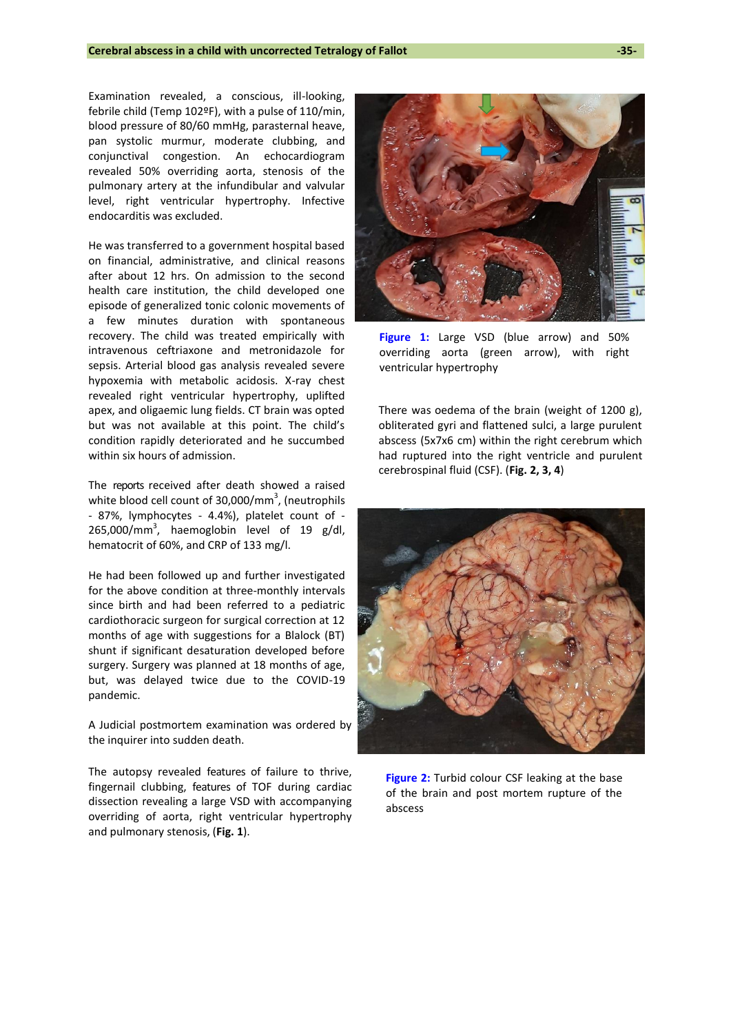Examination revealed, a conscious, ill-looking, febrile child (Temp 102ºF), with a pulse of 110/min, blood pressure of 80/60 mmHg, parasternal heave, pan systolic murmur, moderate clubbing, and conjunctival congestion. An echocardiogram revealed 50% overriding aorta, stenosis of the pulmonary artery at the infundibular and valvular level, right ventricular hypertrophy. Infective endocarditis was excluded.

He was transferred to a government hospital based on financial, administrative, and clinical reasons after about 12 hrs. On admission to the second health care institution, the child developed one episode of generalized tonic colonic movements of a few minutes duration with spontaneous recovery. The child was treated empirically with intravenous ceftriaxone and metronidazole for sepsis. Arterial blood gas analysis revealed severe hypoxemia with metabolic acidosis. X-ray chest revealed right ventricular hypertrophy, uplifted apex, and oligaemic lung fields. CT brain was opted but was not available at this point. The child's condition rapidly deteriorated and he succumbed within six hours of admission.

The reports received after death showed a raised white blood cell count of 30,000/mm$^3$, (neutrophils - 87%, lymphocytes - 4.4%), platelet count of - 265,000/mm$^3$, haemoglobin level of 19 g/dl, hematocrit of 60%, and CRP of 133 mg/l.

He had been followed up and further investigated for the above condition at three-monthly intervals since birth and had been referred to a pediatric cardiothoracic surgeon for surgical correction at 12 months of age with suggestions for a Blalock (BT) shunt if significant desaturation developed before surgery. Surgery was planned at 18 months of age, but, was delayed twice due to the COVID-19 pandemic.

A Judicial postmortem examination was ordered by the inquirer into sudden death.

The autopsy revealed features of failure to thrive, fingernail clubbing, features of TOF during cardiac dissection revealing a large VSD with accompanying overriding of aorta, right ventricular hypertrophy and pulmonary stenosis, (**Fig. 1**).

**Figure 1:** Large VSD (blue arrow) and 50% overriding aorta (green arrow), with right ventricular hypertrophy

There was oedema of the brain (weight of 1200 g), obliterated gyri and flattened sulci, a large purulent abscess (5x7x6 cm) within the right cerebrum which had ruptured into the right ventricle and purulent cerebrospinal fluid (CSF). (**Fig. 2, 3, 4**)

**Figure 2:** Turbid colour CSF leaking at the base of the brain and post mortem rupture of the abscess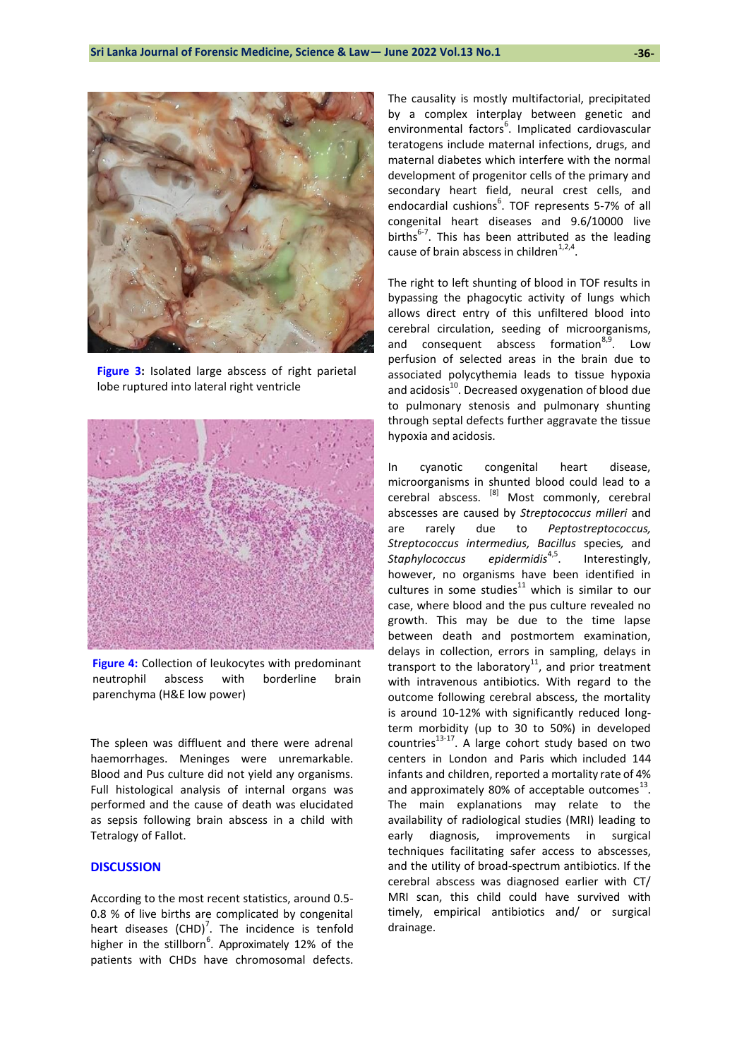Figure 3: Isolated large abscess of right parietal lobe ruptured into lateral right ventricle

Figure 4: Collection of leukocytes with predominant neutrophil abscess with borderline brain parenchyma (H&E low power)

The spleen was diffluent and there were adrenal haemorrhages. Meninges were unremarkable. Blood and Pus culture did not yield any organisms. Full histological analysis of internal organs was performed and the cause of death was elucidated as sepsis following brain abscess in a child with Tetralogy of Fallot.

## DISCUSSION

According to the most recent statistics, around 0.5-0.8 % of live births are complicated by congenital heart diseases (CHD)[7]. The incidence is tenfold higher in the stillborn[6]. Approximately 12% of the patients with CHDs have chromosomal defects. The causality is mostly multifactorial, precipitated by a complex interplay between genetic and environmental factors[6]. Implicated cardiovascular teratogens include maternal infections, drugs, and maternal diabetes which interfere with the normal development of progenitor cells of the primary and secondary heart field, neural crest cells, and endocardial cushions[6]. TOF represents 5-7% of all congenital heart diseases and 9.6/10000 live births[6-7]. This has been attributed as the leading cause of brain abscess in children[1,2,4].

The right to left shunting of blood in TOF results in bypassing the phagocytic activity of lungs which allows direct entry of this unfiltered blood into cerebral circulation, seeding of microorganisms, and consequent abscess formation[8,9]. Low perfusion of selected areas in the brain due to associated polycythemia leads to tissue hypoxia and acidosis[10]. Decreased oxygenation of blood due to pulmonary stenosis and pulmonary shunting through septal defects further aggravate the tissue hypoxia and acidosis.

In cyanotic congenital heart disease, microorganisms in shunted blood could lead to a cerebral abscess. [8] Most commonly, cerebral abscesses are caused by *Streptococcus milleri* and are rarely due to *Peptostreptococcus, Streptococcus intermedius, Bacillus* species, and *Staphylococcus epidermidis*[4,5]. Interestingly, however, no organisms have been identified in cultures in some studies[11] which is similar to our case, where blood and the pus culture revealed no growth. This may be due to the time lapse between death and postmortem examination, delays in collection, errors in sampling, delays in transport to the laboratory[11], and prior treatment with intravenous antibiotics. With regard to the outcome following cerebral abscess, the mortality is around 10-12% with significantly reduced long-term morbidity (up to 30 to 50%) in developed countries[13-17]. A large cohort study based on two centers in London and Paris which included 144 infants and children, reported a mortality rate of 4% and approximately 80% of acceptable outcomes[13]. The main explanations may relate to the availability of radiological studies (MRI) leading to early diagnosis, improvements in surgical techniques facilitating safer access to abscesses, and the utility of broad-spectrum antibiotics. If the cerebral abscess was diagnosed earlier with CT/ MRI scan, this child could have survived with timely, empirical antibiotics and/ or surgical drainage.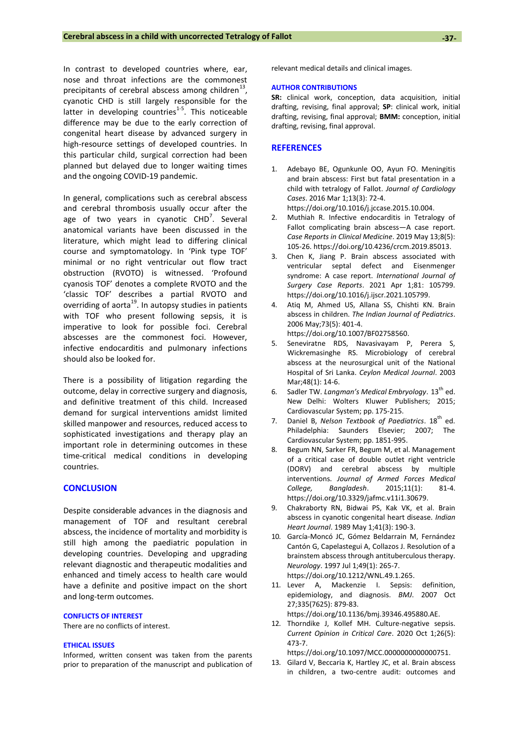In contrast to developed countries where, ear, nose and throat infections are the commonest precipitants of cerebral abscess among children[13], cyanotic CHD is still largely responsible for the latter in developing countries[1-5]. This noticeable difference may be due to the early correction of congenital heart disease by advanced surgery in high-resource settings of developed countries. In this particular child, surgical correction had been planned but delayed due to longer waiting times and the ongoing COVID-19 pandemic.

In general, complications such as cerebral abscess and cerebral thrombosis usually occur after the age of two years in cyanotic CHD[7]. Several anatomical variants have been discussed in the literature, which might lead to differing clinical course and symptomatology. In 'Pink type TOF' minimal or no right ventricular out flow tract obstruction (RVOTO) is witnessed. 'Profound cyanosis TOF' denotes a complete RVOTO and the 'classic TOF' describes a partial RVOTO and overriding of aorta[19]. In autopsy studies in patients with TOF who present following sepsis, it is imperative to look for possible foci. Cerebral abscesses are the commonest foci. However, infective endocarditis and pulmonary infections should also be looked for.

There is a possibility of litigation regarding the outcome, delay in corrective surgery and diagnosis, and definitive treatment of this child. Increased demand for surgical interventions amidst limited skilled manpower and resources, reduced access to sophisticated investigations and therapy play an important role in determining outcomes in these time-critical medical conditions in developing countries.

## CONCLUSION

Despite considerable advances in the diagnosis and management of TOF and resultant cerebral abscess, the incidence of mortality and morbidity is still high among the paediatric population in developing countries. Developing and upgrading relevant diagnostic and therapeutic modalities and enhanced and timely access to health care would have a definite and positive impact on the short and long-term outcomes.

### CONFLICTS OF INTEREST

There are no conflicts of interest.

### ETHICAL ISSUES

Informed, written consent was taken from the parents prior to preparation of the manuscript and publication of relevant medical details and clinical images.

### AUTHOR CONTRIBUTIONS

**SR:** clinical work, conception, data acquisition, initial drafting, revising, final approval; **SP**: clinical work, initial drafting, revising, final approval; **BMM:** conception, initial drafting, revising, final approval.

## REFERENCES

1. Adebayo BE, Ogunkunle OO, Ayun FO. Meningitis and brain abscess: First but fatal presentation in a child with tetralogy of Fallot. *Journal of Cardiology Cases*. 2016 Mar 1;13(3): 72-4. https://doi.org/10.1016/j.jccase.2015.10.004.
2. Muthiah R. Infective endocarditis in Tetralogy of Fallot complicating brain abscess—A case report. *Case Reports in Clinical Medicine*. 2019 May 13;8(5): 105-26. https://doi.org/10.4236/crcm.2019.85013.
3. Chen K, Jiang P. Brain abscess associated with ventricular septal defect and Eisenmenger syndrome: A case report. *International Journal of Surgery Case Reports*. 2021 Apr 1;81: 105799. https://doi.org/10.1016/j.ijscr.2021.105799.
4. Atiq M, Ahmed US, Allana SS, Chishti KN. Brain abscess in children. *The Indian Journal of Pediatrics*. 2006 May;73(5): 401-4. https://doi.org/10.1007/BF02758560.
5. Seneviratne RDS, Navasivayam P, Perera S, Wickremasinghe RS. Microbiology of cerebral abscess at the neurosurgical unit of the National Hospital of Sri Lanka. *Ceylon Medical Journal*. 2003 Mar;48(1): 14-6.
6. Sadler TW. *Langman's Medical Embryology*. 13th ed. New Delhi: Wolters Kluwer Publishers; 2015; Cardiovascular System; pp. 175-215.
7. Daniel B, *Nelson Textbook of Paediatrics*. 18th ed. Philadelphia: Saunders Elsevier; 2007; The Cardiovascular System; pp. 1851-995.
8. Begum NN, Sarker FR, Begum M, et al. Management of a critical case of double outlet right ventricle (DORV) and cerebral abscess by multiple interventions. *Journal of Armed Forces Medical College, Bangladesh*. 2015;11(1): 81-4. https://doi.org/10.3329/jafmc.v11i1.30679.
9. Chakraborty RN, Bidwai PS, Kak VK, et al. Brain abscess in cyanotic congenital heart disease. *Indian Heart Journal*. 1989 May 1;41(3): 190-3.
10. García-Moncó JC, Gómez Beldarrain M, Fernández Cantón G, Capelastegui A, Collazos J. Resolution of a brainstem abscess through antituberculous therapy. *Neurology*. 1997 Jul 1;49(1): 265-7. https://doi.org/10.1212/WNL.49.1.265.
11. Lever A, Mackenzie I. Sepsis: definition, epidemiology, and diagnosis. *BMJ*. 2007 Oct 27;335(7625): 879-83. https://doi.org/10.1136/bmj.39346.495880.AE.
12. Thorndike J, Kollef MH. Culture-negative sepsis. *Current Opinion in Critical Care*. 2020 Oct 1;26(5): 473-7. https://doi.org/10.1097/MCC.0000000000000751.
13. Gilard V, Beccaria K, Hartley JC, et al. Brain abscess in children, a two-centre audit: outcomes and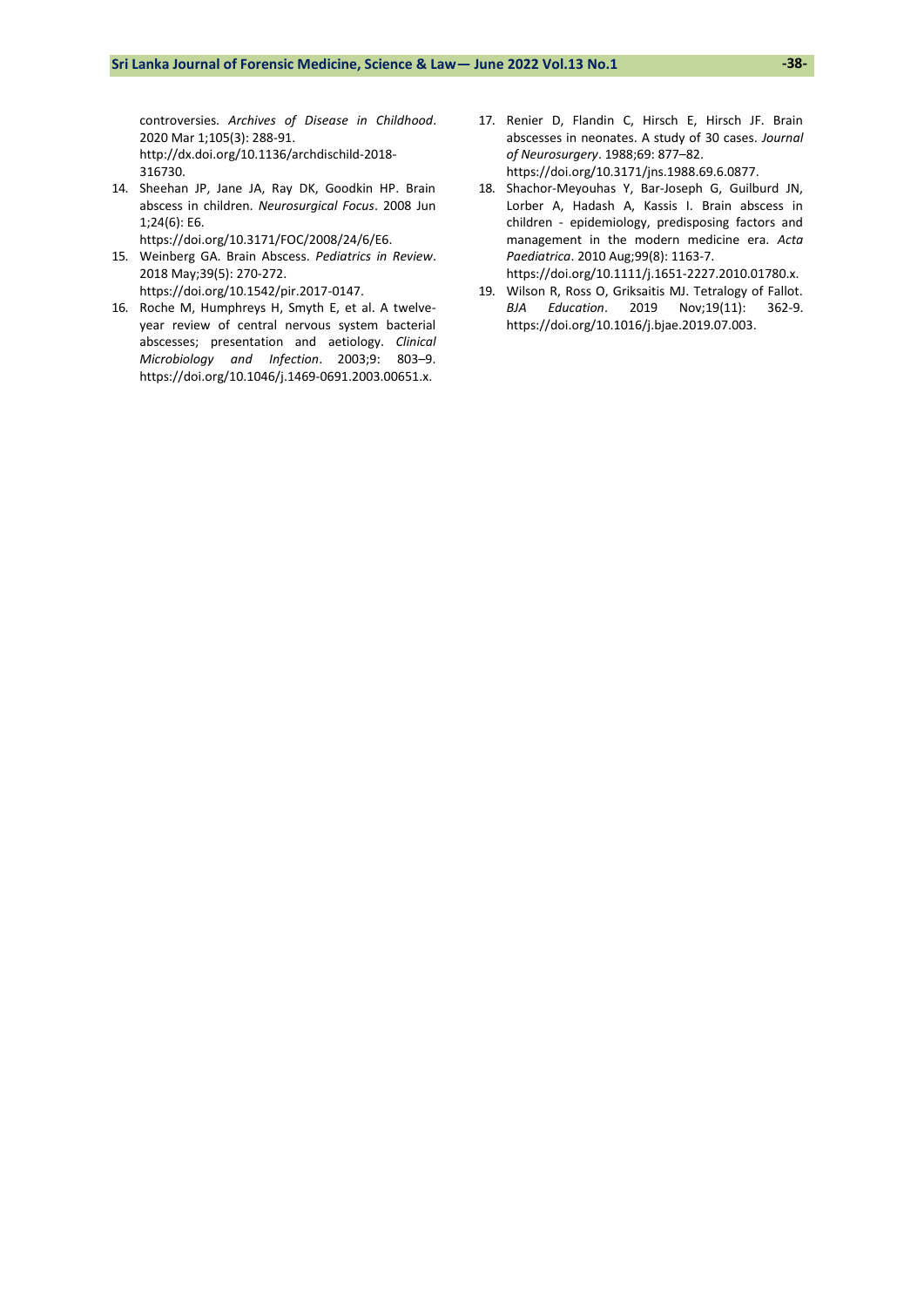controversies. *Archives of Disease in Childhood*. 2020 Mar 1;105(3): 288-91. http://dx.doi.org/10.1136/archdischild-2018-316730.

14. Sheehan JP, Jane JA, Ray DK, Goodkin HP. Brain abscess in children. *Neurosurgical Focus*. 2008 Jun 1;24(6): E6. https://doi.org/10.3171/FOC/2008/24/6/E6.
15. Weinberg GA. Brain Abscess. *Pediatrics in Review*. 2018 May;39(5): 270-272. https://doi.org/10.1542/pir.2017-0147.
16. Roche M, Humphreys H, Smyth E, et al. A twelve-year review of central nervous system bacterial abscesses; presentation and aetiology. *Clinical Microbiology and Infection*. 2003;9: 803–9. https://doi.org/10.1046/j.1469-0691.2003.00651.x.
17. Renier D, Flandin C, Hirsch E, Hirsch JF. Brain abscesses in neonates. A study of 30 cases. *Journal of Neurosurgery*. 1988;69: 877–82. https://doi.org/10.3171/jns.1988.69.6.0877.
18. Shachor-Meyouhas Y, Bar-Joseph G, Guilburd JN, Lorber A, Hadash A, Kassis I. Brain abscess in children - epidemiology, predisposing factors and management in the modern medicine era. *Acta Paediatrica*. 2010 Aug;99(8): 1163-7. https://doi.org/10.1111/j.1651-2227.2010.01780.x.
19. Wilson R, Ross O, Griksaitis MJ. Tetralogy of Fallot. *BJA Education*. 2019 Nov;19(11): 362-9. https://doi.org/10.1016/j.bjae.2019.07.003.